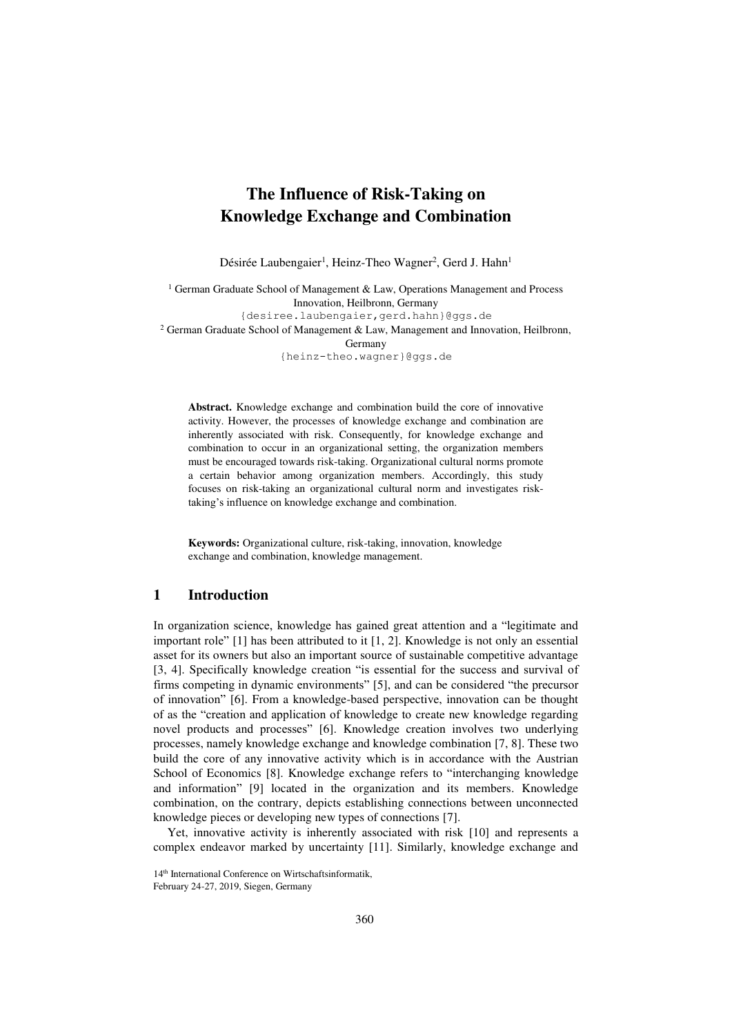# The Influence of Risk-Taking on Knowledge Exchange and Combination

Désirée Laubengaier[1], Heinz-Theo Wagner[2], Gerd J. Hahn[1]

[1] German Graduate School of Management & Law, Operations Management and Process Innovation, Heilbronn, Germany
{desiree.laubengaier,gerd.hahn}@ggs.de

[2] German Graduate School of Management & Law, Management and Innovation, Heilbronn, Germany
{heinz-theo.wagner}@ggs.de

**Abstract.** Knowledge exchange and combination build the core of innovative activity. However, the processes of knowledge exchange and combination are inherently associated with risk. Consequently, for knowledge exchange and combination to occur in an organizational setting, the organization members must be encouraged towards risk-taking. Organizational cultural norms promote a certain behavior among organization members. Accordingly, this study focuses on risk-taking an organizational cultural norm and investigates risk-taking's influence on knowledge exchange and combination.

**Keywords:** Organizational culture, risk-taking, innovation, knowledge exchange and combination, knowledge management.

## 1 Introduction

In organization science, knowledge has gained great attention and a "legitimate and important role" [1] has been attributed to it [1, 2]. Knowledge is not only an essential asset for its owners but also an important source of sustainable competitive advantage [3, 4]. Specifically knowledge creation "is essential for the success and survival of firms competing in dynamic environments" [5], and can be considered "the precursor of innovation" [6]. From a knowledge-based perspective, innovation can be thought of as the "creation and application of knowledge to create new knowledge regarding novel products and processes" [6]. Knowledge creation involves two underlying processes, namely knowledge exchange and knowledge combination [7, 8]. These two build the core of any innovative activity which is in accordance with the Austrian School of Economics [8]. Knowledge exchange refers to "interchanging knowledge and information" [9] located in the organization and its members. Knowledge combination, on the contrary, depicts establishing connections between unconnected knowledge pieces or developing new types of connections [7].

Yet, innovative activity is inherently associated with risk [10] and represents a complex endeavor marked by uncertainty [11]. Similarly, knowledge exchange and

14th International Conference on Wirtschaftsinformatik,
February 24-27, 2019, Siegen, Germany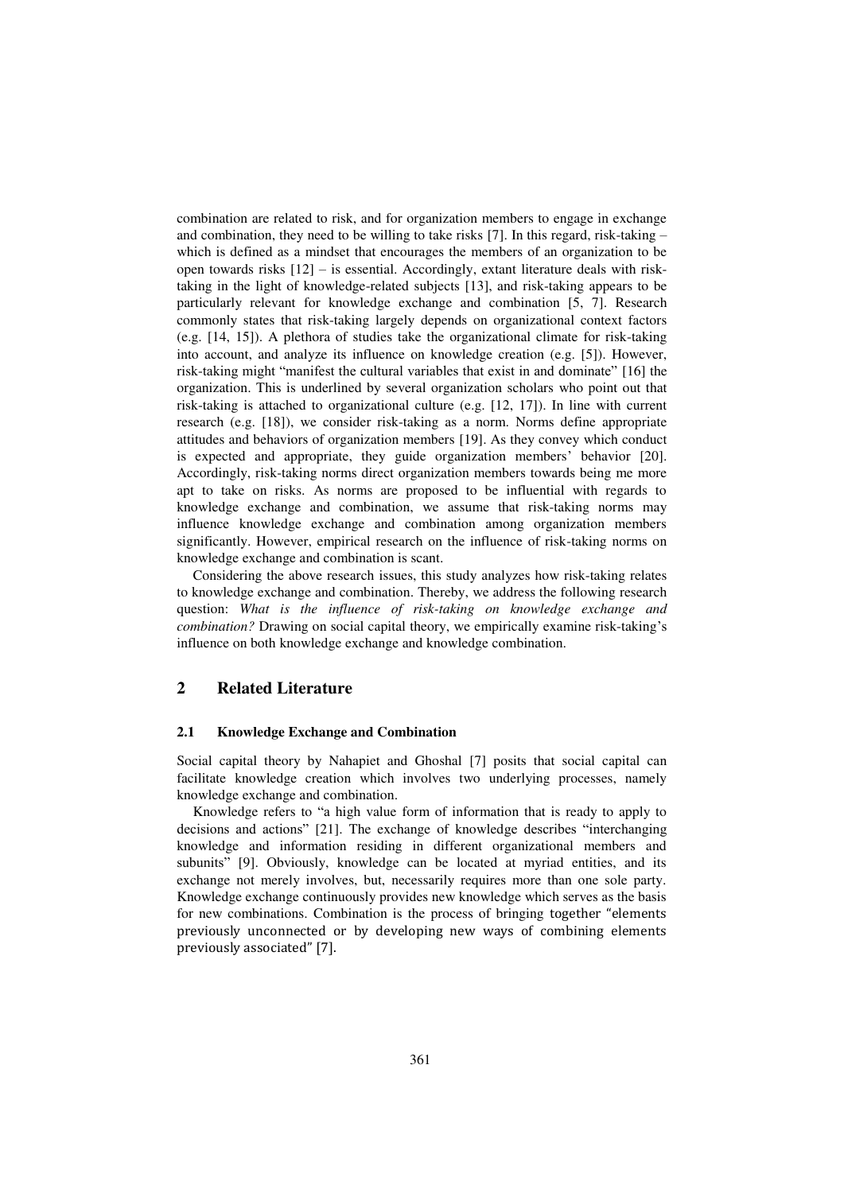combination are related to risk, and for organization members to engage in exchange and combination, they need to be willing to take risks [7]. In this regard, risk-taking – which is defined as a mindset that encourages the members of an organization to be open towards risks [12] – is essential. Accordingly, extant literature deals with risk-taking in the light of knowledge-related subjects [13], and risk-taking appears to be particularly relevant for knowledge exchange and combination [5, 7]. Research commonly states that risk-taking largely depends on organizational context factors (e.g. [14, 15]). A plethora of studies take the organizational climate for risk-taking into account, and analyze its influence on knowledge creation (e.g. [5]). However, risk-taking might "manifest the cultural variables that exist in and dominate" [16] the organization. This is underlined by several organization scholars who point out that risk-taking is attached to organizational culture (e.g. [12, 17]). In line with current research (e.g. [18]), we consider risk-taking as a norm. Norms define appropriate attitudes and behaviors of organization members [19]. As they convey which conduct is expected and appropriate, they guide organization members' behavior [20]. Accordingly, risk-taking norms direct organization members towards being me more apt to take on risks. As norms are proposed to be influential with regards to knowledge exchange and combination, we assume that risk-taking norms may influence knowledge exchange and combination among organization members significantly. However, empirical research on the influence of risk-taking norms on knowledge exchange and combination is scant.

Considering the above research issues, this study analyzes how risk-taking relates to knowledge exchange and combination. Thereby, we address the following research question: *What is the influence of risk-taking on knowledge exchange and combination?* Drawing on social capital theory, we empirically examine risk-taking's influence on both knowledge exchange and knowledge combination.

## 2 Related Literature

### 2.1 Knowledge Exchange and Combination

Social capital theory by Nahapiet and Ghoshal [7] posits that social capital can facilitate knowledge creation which involves two underlying processes, namely knowledge exchange and combination.

Knowledge refers to "a high value form of information that is ready to apply to decisions and actions" [21]. The exchange of knowledge describes "interchanging knowledge and information residing in different organizational members and subunits" [9]. Obviously, knowledge can be located at myriad entities, and its exchange not merely involves, but, necessarily requires more than one sole party. Knowledge exchange continuously provides new knowledge which serves as the basis for new combinations. Combination is the process of bringing together "elements previously unconnected or by developing new ways of combining elements previously associated" [7].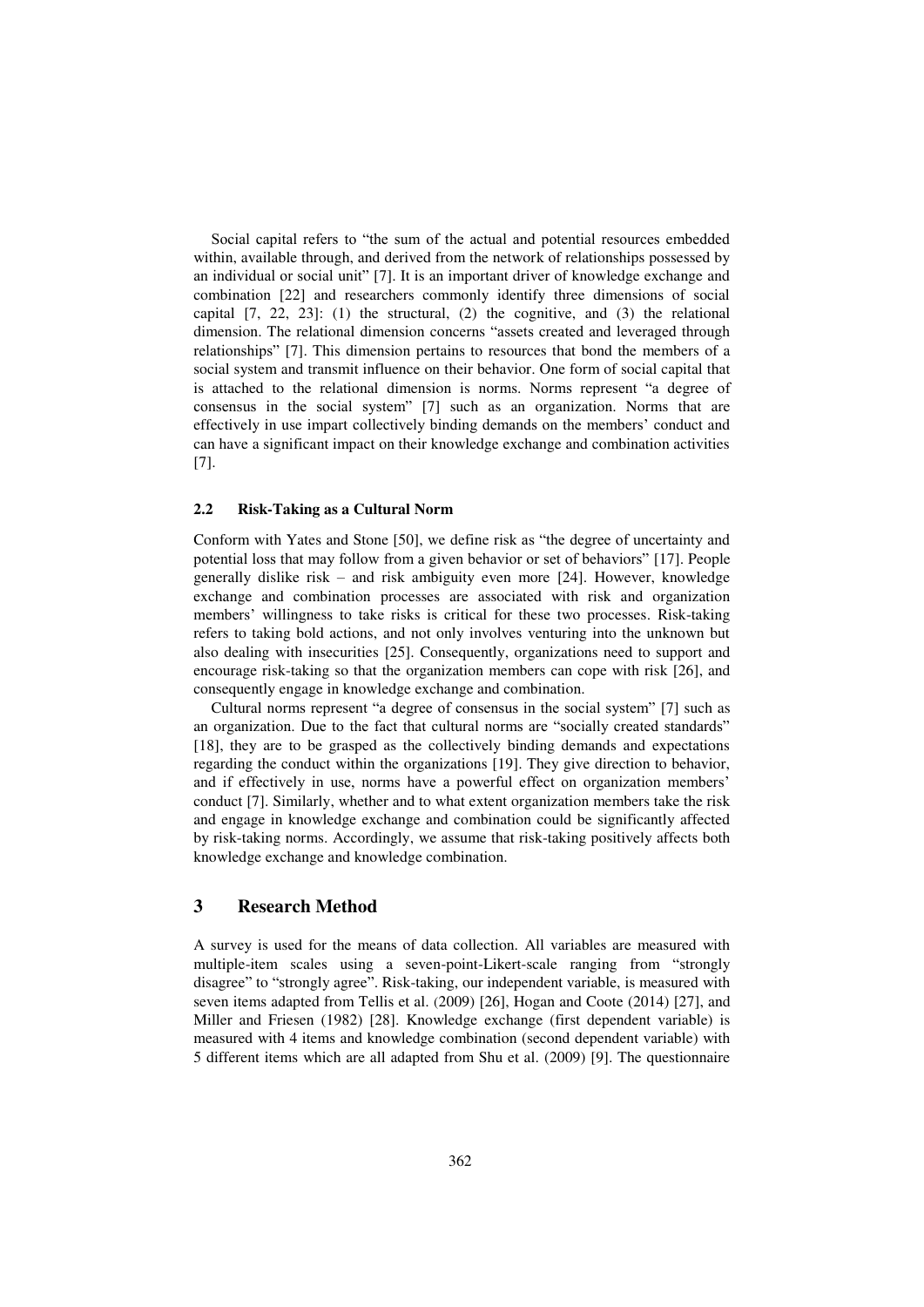Social capital refers to "the sum of the actual and potential resources embedded within, available through, and derived from the network of relationships possessed by an individual or social unit" [7]. It is an important driver of knowledge exchange and combination [22] and researchers commonly identify three dimensions of social capital [7, 22, 23]: (1) the structural, (2) the cognitive, and (3) the relational dimension. The relational dimension concerns "assets created and leveraged through relationships" [7]. This dimension pertains to resources that bond the members of a social system and transmit influence on their behavior. One form of social capital that is attached to the relational dimension is norms. Norms represent "a degree of consensus in the social system" [7] such as an organization. Norms that are effectively in use impart collectively binding demands on the members' conduct and can have a significant impact on their knowledge exchange and combination activities [7].

### 2.2 Risk-Taking as a Cultural Norm

Conform with Yates and Stone [50], we define risk as "the degree of uncertainty and potential loss that may follow from a given behavior or set of behaviors" [17]. People generally dislike risk – and risk ambiguity even more [24]. However, knowledge exchange and combination processes are associated with risk and organization members' willingness to take risks is critical for these two processes. Risk-taking refers to taking bold actions, and not only involves venturing into the unknown but also dealing with insecurities [25]. Consequently, organizations need to support and encourage risk-taking so that the organization members can cope with risk [26], and consequently engage in knowledge exchange and combination.

Cultural norms represent "a degree of consensus in the social system" [7] such as an organization. Due to the fact that cultural norms are "socially created standards" [18], they are to be grasped as the collectively binding demands and expectations regarding the conduct within the organizations [19]. They give direction to behavior, and if effectively in use, norms have a powerful effect on organization members' conduct [7]. Similarly, whether and to what extent organization members take the risk and engage in knowledge exchange and combination could be significantly affected by risk-taking norms. Accordingly, we assume that risk-taking positively affects both knowledge exchange and knowledge combination.

## 3 Research Method

A survey is used for the means of data collection. All variables are measured with multiple-item scales using a seven-point-Likert-scale ranging from "strongly disagree" to "strongly agree". Risk-taking, our independent variable, is measured with seven items adapted from Tellis et al. (2009) [26], Hogan and Coote (2014) [27], and Miller and Friesen (1982) [28]. Knowledge exchange (first dependent variable) is measured with 4 items and knowledge combination (second dependent variable) with 5 different items which are all adapted from Shu et al. (2009) [9]. The questionnaire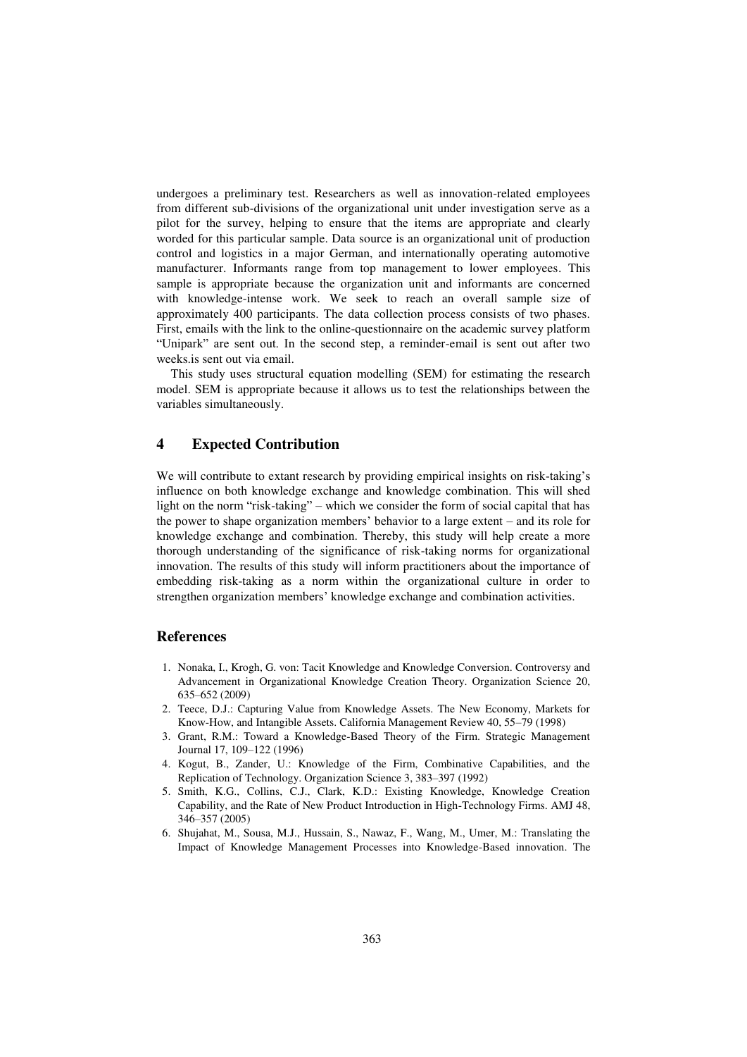undergoes a preliminary test. Researchers as well as innovation-related employees from different sub-divisions of the organizational unit under investigation serve as a pilot for the survey, helping to ensure that the items are appropriate and clearly worded for this particular sample. Data source is an organizational unit of production control and logistics in a major German, and internationally operating automotive manufacturer. Informants range from top management to lower employees. This sample is appropriate because the organization unit and informants are concerned with knowledge-intense work. We seek to reach an overall sample size of approximately 400 participants. The data collection process consists of two phases. First, emails with the link to the online-questionnaire on the academic survey platform "Unipark" are sent out. In the second step, a reminder-email is sent out after two weeks.is sent out via email.

This study uses structural equation modelling (SEM) for estimating the research model. SEM is appropriate because it allows us to test the relationships between the variables simultaneously.

## 4 Expected Contribution

We will contribute to extant research by providing empirical insights on risk-taking's influence on both knowledge exchange and knowledge combination. This will shed light on the norm "risk-taking" – which we consider the form of social capital that has the power to shape organization members' behavior to a large extent – and its role for knowledge exchange and combination. Thereby, this study will help create a more thorough understanding of the significance of risk-taking norms for organizational innovation. The results of this study will inform practitioners about the importance of embedding risk-taking as a norm within the organizational culture in order to strengthen organization members' knowledge exchange and combination activities.

## References

1. Nonaka, I., Krogh, G. von: Tacit Knowledge and Knowledge Conversion. Controversy and Advancement in Organizational Knowledge Creation Theory. Organization Science 20, 635–652 (2009)
2. Teece, D.J.: Capturing Value from Knowledge Assets. The New Economy, Markets for Know-How, and Intangible Assets. California Management Review 40, 55–79 (1998)
3. Grant, R.M.: Toward a Knowledge-Based Theory of the Firm. Strategic Management Journal 17, 109–122 (1996)
4. Kogut, B., Zander, U.: Knowledge of the Firm, Combinative Capabilities, and the Replication of Technology. Organization Science 3, 383–397 (1992)
5. Smith, K.G., Collins, C.J., Clark, K.D.: Existing Knowledge, Knowledge Creation Capability, and the Rate of New Product Introduction in High-Technology Firms. AMJ 48, 346–357 (2005)
6. Shujahat, M., Sousa, M.J., Hussain, S., Nawaz, F., Wang, M., Umer, M.: Translating the Impact of Knowledge Management Processes into Knowledge-Based innovation. The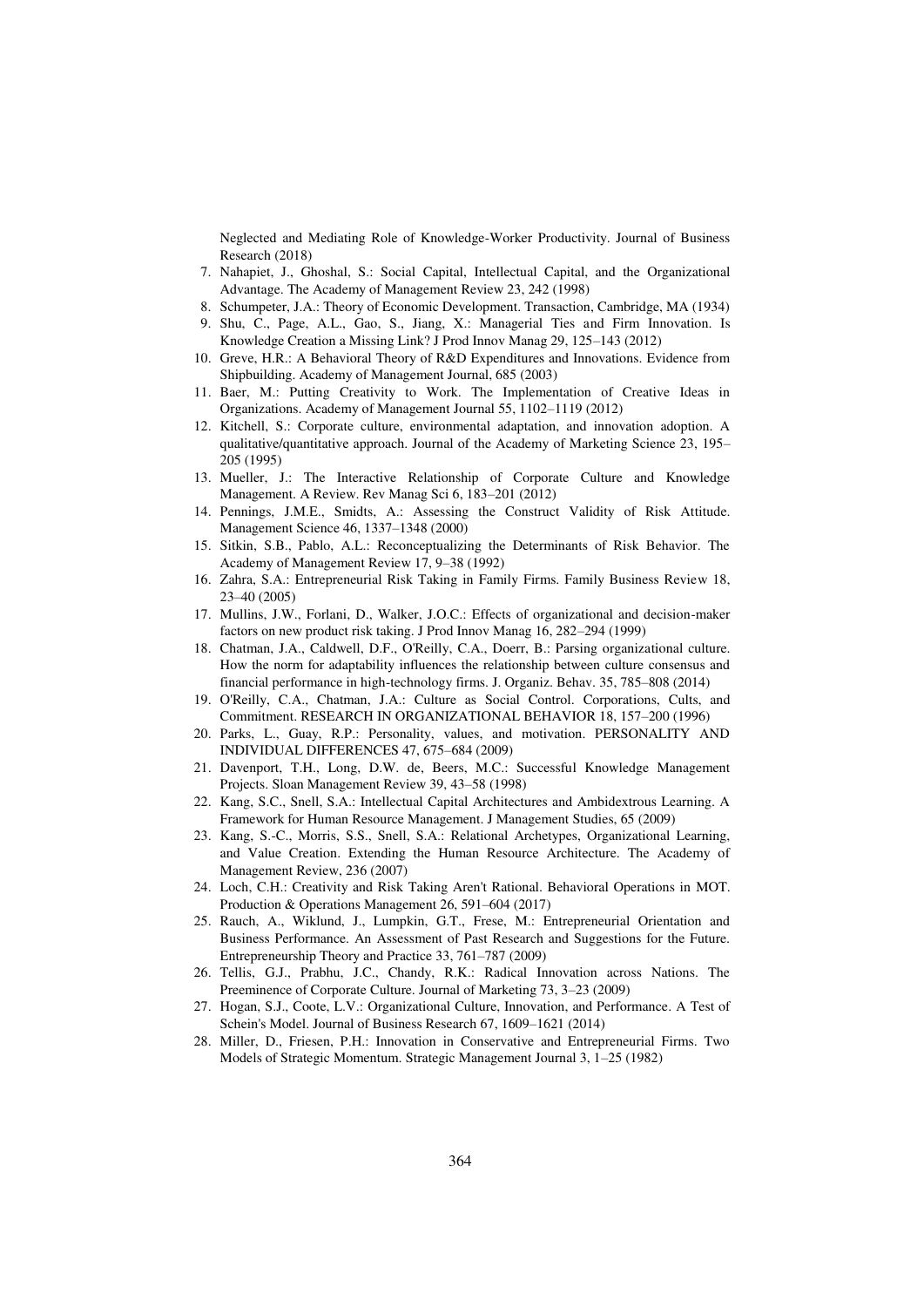Neglected and Mediating Role of Knowledge-Worker Productivity. Journal of Business Research (2018)

7. Nahapiet, J., Ghoshal, S.: Social Capital, Intellectual Capital, and the Organizational Advantage. The Academy of Management Review 23, 242 (1998)
8. Schumpeter, J.A.: Theory of Economic Development. Transaction, Cambridge, MA (1934)
9. Shu, C., Page, A.L., Gao, S., Jiang, X.: Managerial Ties and Firm Innovation. Is Knowledge Creation a Missing Link? J Prod Innov Manag 29, 125–143 (2012)
10. Greve, H.R.: A Behavioral Theory of R&D Expenditures and Innovations. Evidence from Shipbuilding. Academy of Management Journal, 685 (2003)
11. Baer, M.: Putting Creativity to Work. The Implementation of Creative Ideas in Organizations. Academy of Management Journal 55, 1102–1119 (2012)
12. Kitchell, S.: Corporate culture, environmental adaptation, and innovation adoption. A qualitative/quantitative approach. Journal of the Academy of Marketing Science 23, 195–205 (1995)
13. Mueller, J.: The Interactive Relationship of Corporate Culture and Knowledge Management. A Review. Rev Manag Sci 6, 183–201 (2012)
14. Pennings, J.M.E., Smidts, A.: Assessing the Construct Validity of Risk Attitude. Management Science 46, 1337–1348 (2000)
15. Sitkin, S.B., Pablo, A.L.: Reconceptualizing the Determinants of Risk Behavior. The Academy of Management Review 17, 9–38 (1992)
16. Zahra, S.A.: Entrepreneurial Risk Taking in Family Firms. Family Business Review 18, 23–40 (2005)
17. Mullins, J.W., Forlani, D., Walker, J.O.C.: Effects of organizational and decision-maker factors on new product risk taking. J Prod Innov Manag 16, 282–294 (1999)
18. Chatman, J.A., Caldwell, D.F., O'Reilly, C.A., Doerr, B.: Parsing organizational culture. How the norm for adaptability influences the relationship between culture consensus and financial performance in high-technology firms. J. Organiz. Behav. 35, 785–808 (2014)
19. O'Reilly, C.A., Chatman, J.A.: Culture as Social Control. Corporations, Cults, and Commitment. RESEARCH IN ORGANIZATIONAL BEHAVIOR 18, 157–200 (1996)
20. Parks, L., Guay, R.P.: Personality, values, and motivation. PERSONALITY AND INDIVIDUAL DIFFERENCES 47, 675–684 (2009)
21. Davenport, T.H., Long, D.W. de, Beers, M.C.: Successful Knowledge Management Projects. Sloan Management Review 39, 43–58 (1998)
22. Kang, S.C., Snell, S.A.: Intellectual Capital Architectures and Ambidextrous Learning. A Framework for Human Resource Management. J Management Studies, 65 (2009)
23. Kang, S.-C., Morris, S.S., Snell, S.A.: Relational Archetypes, Organizational Learning, and Value Creation. Extending the Human Resource Architecture. The Academy of Management Review, 236 (2007)
24. Loch, C.H.: Creativity and Risk Taking Aren't Rational. Behavioral Operations in MOT. Production & Operations Management 26, 591–604 (2017)
25. Rauch, A., Wiklund, J., Lumpkin, G.T., Frese, M.: Entrepreneurial Orientation and Business Performance. An Assessment of Past Research and Suggestions for the Future. Entrepreneurship Theory and Practice 33, 761–787 (2009)
26. Tellis, G.J., Prabhu, J.C., Chandy, R.K.: Radical Innovation across Nations. The Preeminence of Corporate Culture. Journal of Marketing 73, 3–23 (2009)
27. Hogan, S.J., Coote, L.V.: Organizational Culture, Innovation, and Performance. A Test of Schein's Model. Journal of Business Research 67, 1609–1621 (2014)
28. Miller, D., Friesen, P.H.: Innovation in Conservative and Entrepreneurial Firms. Two Models of Strategic Momentum. Strategic Management Journal 3, 1–25 (1982)